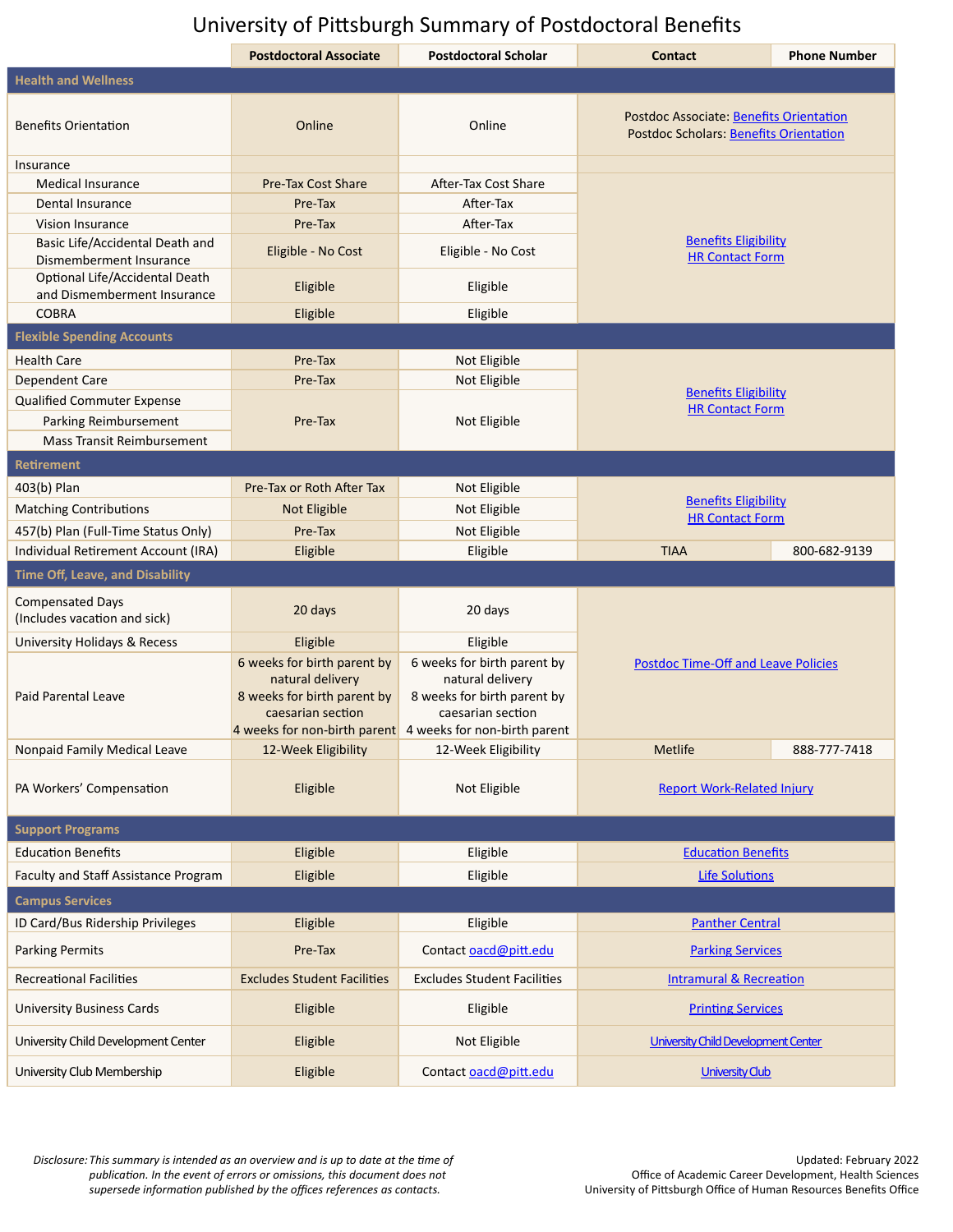# University of Pittsburgh Summary of Postdoctoral Benefits

| | Postdoctoral Associate | Postdoctoral Scholar | Contact | Phone Number |
|---|---|---|---|---|
| **Health and Wellness** | | | | |
| Benefits Orientation | Online | Online | Postdoc Associate: Benefits Orientation<br>Postdoc Scholars: Benefits Orientation | |
| Insurance | | | | |
| Medical Insurance | Pre-Tax Cost Share | After-Tax Cost Share | Benefits Eligibility<br>HR Contact Form | |
| Dental Insurance | Pre-Tax | After-Tax | | |
| Vision Insurance | Pre-Tax | After-Tax | | |
| Basic Life/Accidental Death and Dismemberment Insurance | Eligible - No Cost | Eligible - No Cost | | |
| Optional Life/Accidental Death and Dismemberment Insurance | Eligible | Eligible | | |
| COBRA | Eligible | Eligible | | |
| **Flexible Spending Accounts** | | | | |
| Health Care | Pre-Tax | Not Eligible | Benefits Eligibility<br>HR Contact Form | |
| Dependent Care | Pre-Tax | Not Eligible | | |
| Qualified Commuter Expense | Pre-Tax | Not Eligible | | |
| Parking Reimbursement | | | | |
| Mass Transit Reimbursement | | | | |
| **Retirement** | | | | |
| 403(b) Plan | Pre-Tax or Roth After Tax | Not Eligible | Benefits Eligibility<br>HR Contact Form | |
| Matching Contributions | Not Eligible | Not Eligible | | |
| 457(b) Plan (Full-Time Status Only) | Pre-Tax | Not Eligible | | |
| Individual Retirement Account (IRA) | Eligible | Eligible | TIAA | 800-682-9139 |
| **Time Off, Leave, and Disability** | | | | |
| Compensated Days (Includes vacation and sick) | 20 days | 20 days | Postdoc Time-Off and Leave Policies | |
| University Holidays & Recess | Eligible | Eligible | | |
| Paid Parental Leave | 6 weeks for birth parent by natural delivery<br>8 weeks for birth parent by caesarian section<br>4 weeks for non-birth parent | 6 weeks for birth parent by natural delivery<br>8 weeks for birth parent by caesarian section<br>4 weeks for non-birth parent | | |
| Nonpaid Family Medical Leave | 12-Week Eligibility | 12-Week Eligibility | Metlife | 888-777-7418 |
| PA Workers' Compensation | Eligible | Not Eligible | Report Work-Related Injury | |
| **Support Programs** | | | | |
| Education Benefits | Eligible | Eligible | Education Benefits | |
| Faculty and Staff Assistance Program | Eligible | Eligible | Life Solutions | |
| **Campus Services** | | | | |
| ID Card/Bus Ridership Privileges | Eligible | Eligible | Panther Central | |
| Parking Permits | Pre-Tax | Contact oacd@pitt.edu | Parking Services | |
| Recreational Facilities | Excludes Student Facilities | Excludes Student Facilities | Intramural & Recreation | |
| University Business Cards | Eligible | Eligible | Printing Services | |
| University Child Development Center | Eligible | Not Eligible | University Child Development Center | |
| University Club Membership | Eligible | Contact oacd@pitt.edu | University Club | |

*Disclosure: This summary is intended as an overview and is up to date at the time of publication. In the event of errors or omissions, this document does not supersede information published by the offices references as contacts.*

Updated: February 2022
Office of Academic Career Development, Health Sciences
University of Pittsburgh Office of Human Resources Benefits Office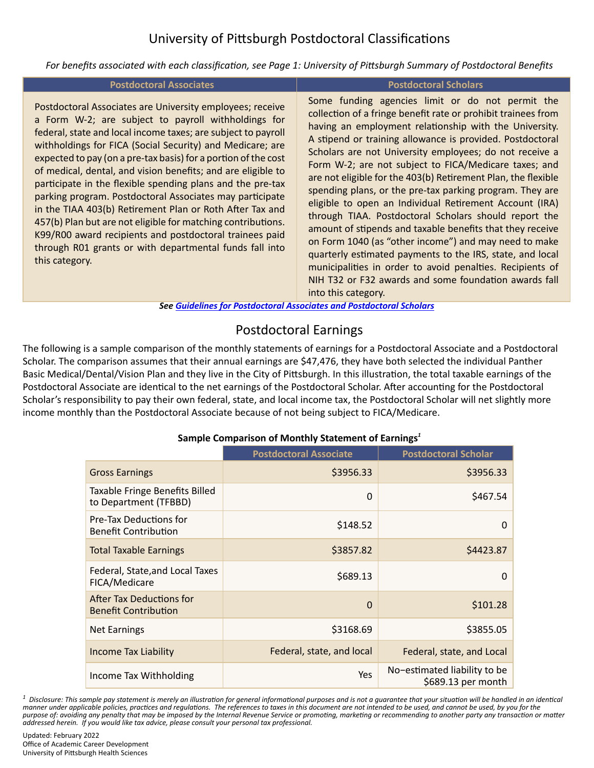# University of Pittsburgh Postdoctoral Classifications

*For benefits associated with each classification, see Page 1: University of Pittsburgh Summary of Postdoctoral Benefits*

| Postdoctoral Associates | Postdoctoral Scholars |
|---|---|
| Postdoctoral Associates are University employees; receive a Form W-2; are subject to payroll withholdings for federal, state and local income taxes; are subject to payroll withholdings for FICA (Social Security) and Medicare; are expected to pay (on a pre-tax basis) for a portion of the cost of medical, dental, and vision benefits; and are eligible to participate in the flexible spending plans and the pre-tax parking program. Postdoctoral Associates may participate in the TIAA 403(b) Retirement Plan or Roth After Tax and 457(b) Plan but are not eligible for matching contributions. K99/R00 award recipients and postdoctoral trainees paid through R01 grants or with departmental funds fall into this category. | Some funding agencies limit or do not permit the collection of a fringe benefit rate or prohibit trainees from having an employment relationship with the University. A stipend or training allowance is provided. Postdoctoral Scholars are not University employees; do not receive a Form W-2; are not subject to FICA/Medicare taxes; and are not eligible for the 403(b) Retirement Plan, the flexible spending plans, or the pre-tax parking program. They are eligible to open an Individual Retirement Account (IRA) through TIAA. Postdoctoral Scholars should report the amount of stipends and taxable benefits that they receive on Form 1040 (as "other income") and may need to make quarterly estimated payments to the IRS, state, and local municipalities in order to avoid penalties. Recipients of NIH T32 or F32 awards and some foundation awards fall into this category. |

***See Guidelines for Postdoctoral Associates and Postdoctoral Scholars***

## Postdoctoral Earnings

The following is a sample comparison of the monthly statements of earnings for a Postdoctoral Associate and a Postdoctoral Scholar. The comparison assumes that their annual earnings are $47,476, they have both selected the individual Panther Basic Medical/Dental/Vision Plan and they live in the City of Pittsburgh. In this illustration, the total taxable earnings of the Postdoctoral Associate are identical to the net earnings of the Postdoctoral Scholar. After accounting for the Postdoctoral Scholar's responsibility to pay their own federal, state, and local income tax, the Postdoctoral Scholar will net slightly more income monthly than the Postdoctoral Associate because of not being subject to FICA/Medicare.

**Sample Comparison of Monthly Statement of Earnings[1]**

| | Postdoctoral Associate | Postdoctoral Scholar |
|---|---|---|
| Gross Earnings | $3956.33 | $3956.33 |
| Taxable Fringe Benefits Billed to Department (TFBBD) | 0 | $467.54 |
| Pre-Tax Deductions for Benefit Contribution | $148.52 | 0 |
| Total Taxable Earnings | $3857.82 | $4423.87 |
| Federal, State,and Local Taxes FICA/Medicare | $689.13 | 0 |
| After Tax Deductions for Benefit Contribution | 0 | $101.28 |
| Net Earnings | $3168.69 | $3855.05 |
| Income Tax Liability | Federal, state, and local | Federal, state, and Local |
| Income Tax Withholding | Yes | No–estimated liability to be $689.13 per month |

[1] *Disclosure: This sample pay statement is merely an illustration for general informational purposes and is not a guarantee that your situation will be handled in an identical manner under applicable policies, practices and regulations. The references to taxes in this document are not intended to be used, and cannot be used, by you for the purpose of: avoiding any penalty that may be imposed by the Internal Revenue Service or promoting, marketing or recommending to another party any transaction or matter addressed herein. If you would like tax advice, please consult your personal tax professional.*

Updated: February 2022
Office of Academic Career Development
University of Pittsburgh Health Sciences